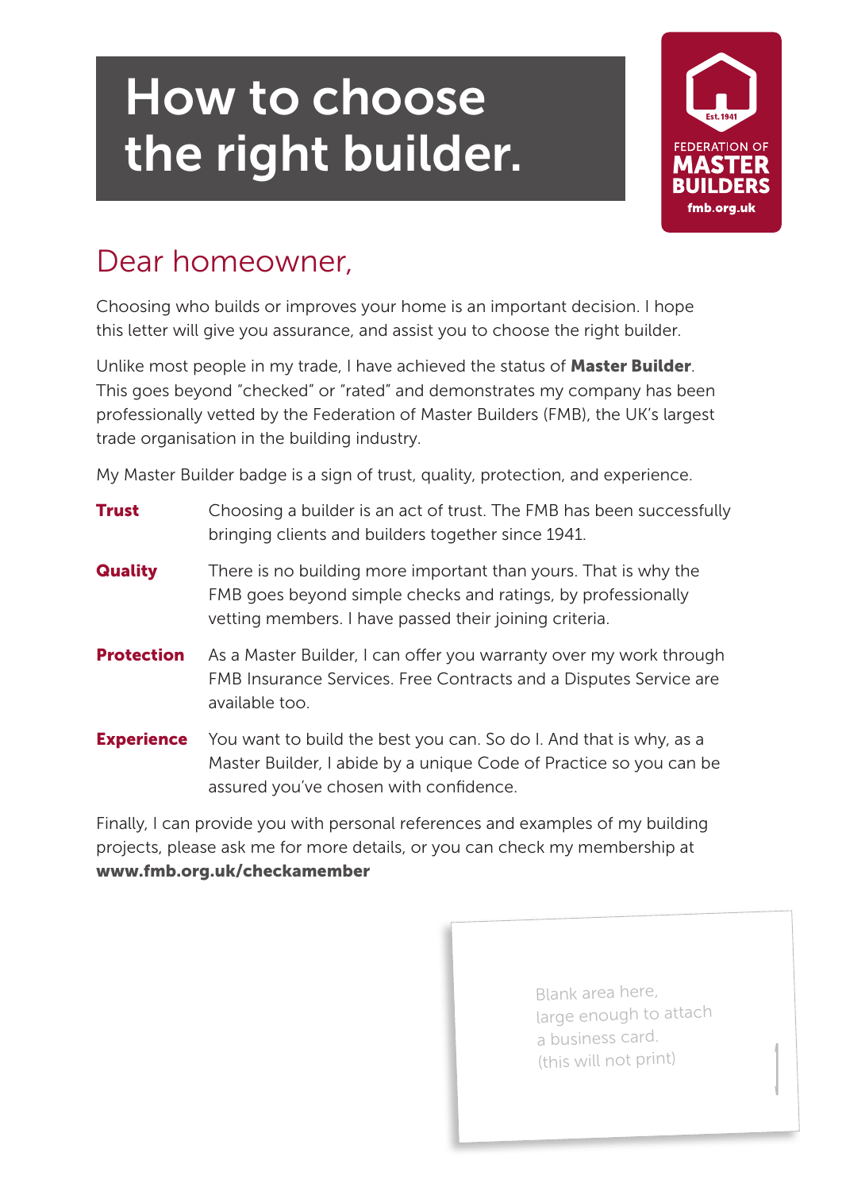# How to choose the right builder.

Est. 1941
FEDERATION OF
**MASTER BUILDERS**
fmb.org.uk

## Dear homeowner,

Choosing who builds or improves your home is an important decision. I hope this letter will give you assurance, and assist you to choose the right builder.

Unlike most people in my trade, I have achieved the status of **Master Builder**. This goes beyond "checked" or "rated" and demonstrates my company has been professionally vetted by the Federation of Master Builders (FMB), the UK's largest trade organisation in the building industry.

My Master Builder badge is a sign of trust, quality, protection, and experience.

**Trust** Choosing a builder is an act of trust. The FMB has been successfully bringing clients and builders together since 1941.

**Quality** There is no building more important than yours. That is why the FMB goes beyond simple checks and ratings, by professionally vetting members. I have passed their joining criteria.

**Protection** As a Master Builder, I can offer you warranty over my work through FMB Insurance Services. Free Contracts and a Disputes Service are available too.

**Experience** You want to build the best you can. So do I. And that is why, as a Master Builder, I abide by a unique Code of Practice so you can be assured you've chosen with confidence.

Finally, I can provide you with personal references and examples of my building projects, please ask me for more details, or you can check my membership at **www.fmb.org.uk/checkamember**

Blank area here, large enough to attach a business card. (this will not print)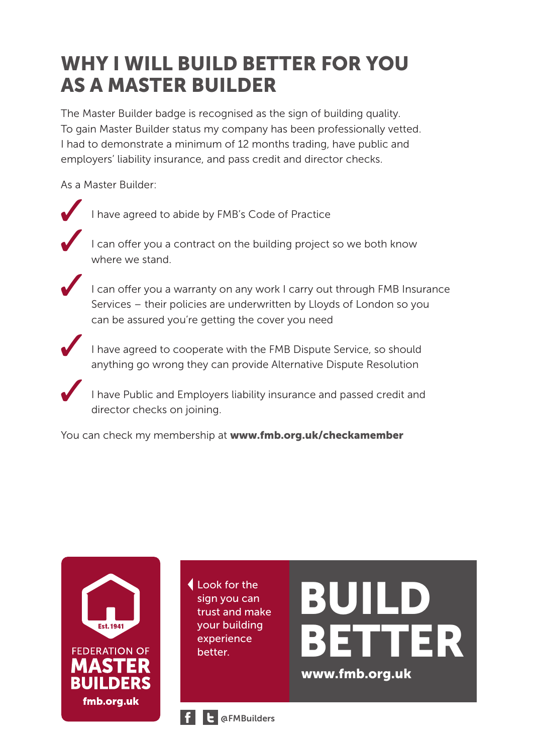# WHY I WILL BUILD BETTER FOR YOU AS A MASTER BUILDER

The Master Builder badge is recognised as the sign of building quality. To gain Master Builder status my company has been professionally vetted. I had to demonstrate a minimum of 12 months trading, have public and employers' liability insurance, and pass credit and director checks.

As a Master Builder:

- ✓ I have agreed to abide by FMB's Code of Practice
- ✓ I can offer you a contract on the building project so we both know where we stand.
- ✓ I can offer you a warranty on any work I carry out through FMB Insurance Services – their policies are underwritten by Lloyds of London so you can be assured you're getting the cover you need
- ✓ I have agreed to cooperate with the FMB Dispute Service, so should anything go wrong they can provide Alternative Dispute Resolution
- ✓ I have Public and Employers liability insurance and passed credit and director checks on joining.

You can check my membership at **www.fmb.org.uk/checkamember**

Est. 1941

FEDERATION OF **MASTER BUILDERS**

**fmb.org.uk**

Look for the sign you can trust and make your building experience better.

**BUILD BETTER**

**www.fmb.org.uk**

@FMBuilders